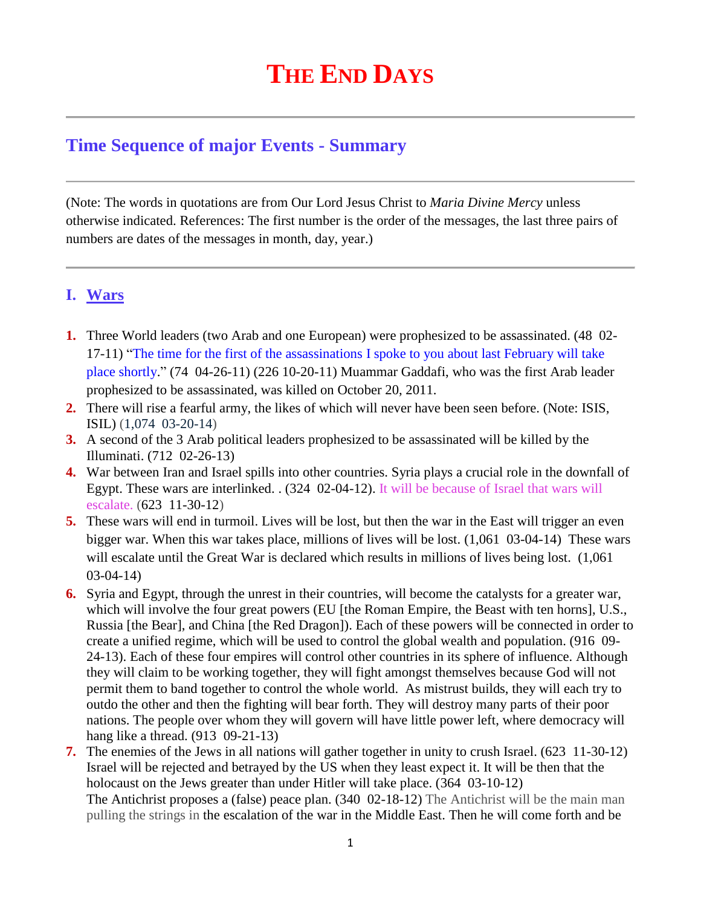# The End Days

## Time Sequence of major Events - Summary

(Note: The words in quotations are from Our Lord Jesus Christ to *Maria Divine Mercy* unless otherwise indicated. References: The first number is the order of the messages, the last three pairs of numbers are dates of the messages in month, day, year.)

## I. Wars

1. Three World leaders (two Arab and one European) were prophesized to be assassinated. (48 02-17-11) "The time for the first of the assassinations I spoke to you about last February will take place shortly." (74 04-26-11) (226 10-20-11) Muammar Gaddafi, who was the first Arab leader prophesized to be assassinated, was killed on October 20, 2011.
2. There will rise a fearful army, the likes of which will never have been seen before. (Note: ISIS, ISIL) (1,074 03-20-14)
3. A second of the 3 Arab political leaders prophesized to be assassinated will be killed by the Illuminati. (712 02-26-13)
4. War between Iran and Israel spills into other countries. Syria plays a crucial role in the downfall of Egypt. These wars are interlinked. . (324 02-04-12). It will be because of Israel that wars will escalate. (623 11-30-12)
5. These wars will end in turmoil. Lives will be lost, but then the war in the East will trigger an even bigger war. When this war takes place, millions of lives will be lost. (1,061 03-04-14) These wars will escalate until the Great War is declared which results in millions of lives being lost. (1,061 03-04-14)
6. Syria and Egypt, through the unrest in their countries, will become the catalysts for a greater war, which will involve the four great powers (EU [the Roman Empire, the Beast with ten horns], U.S., Russia [the Bear], and China [the Red Dragon]). Each of these powers will be connected in order to create a unified regime, which will be used to control the global wealth and population. (916 09-24-13). Each of these four empires will control other countries in its sphere of influence. Although they will claim to be working together, they will fight amongst themselves because God will not permit them to band together to control the whole world. As mistrust builds, they will each try to outdo the other and then the fighting will bear forth. They will destroy many parts of their poor nations. The people over whom they will govern will have little power left, where democracy will hang like a thread. (913 09-21-13)
7. The enemies of the Jews in all nations will gather together in unity to crush Israel. (623 11-30-12) Israel will be rejected and betrayed by the US when they least expect it. It will be then that the holocaust on the Jews greater than under Hitler will take place. (364 03-10-12)
   The Antichrist proposes a (false) peace plan. (340 02-18-12) The Antichrist will be the main man pulling the strings in the escalation of the war in the Middle East. Then he will come forth and be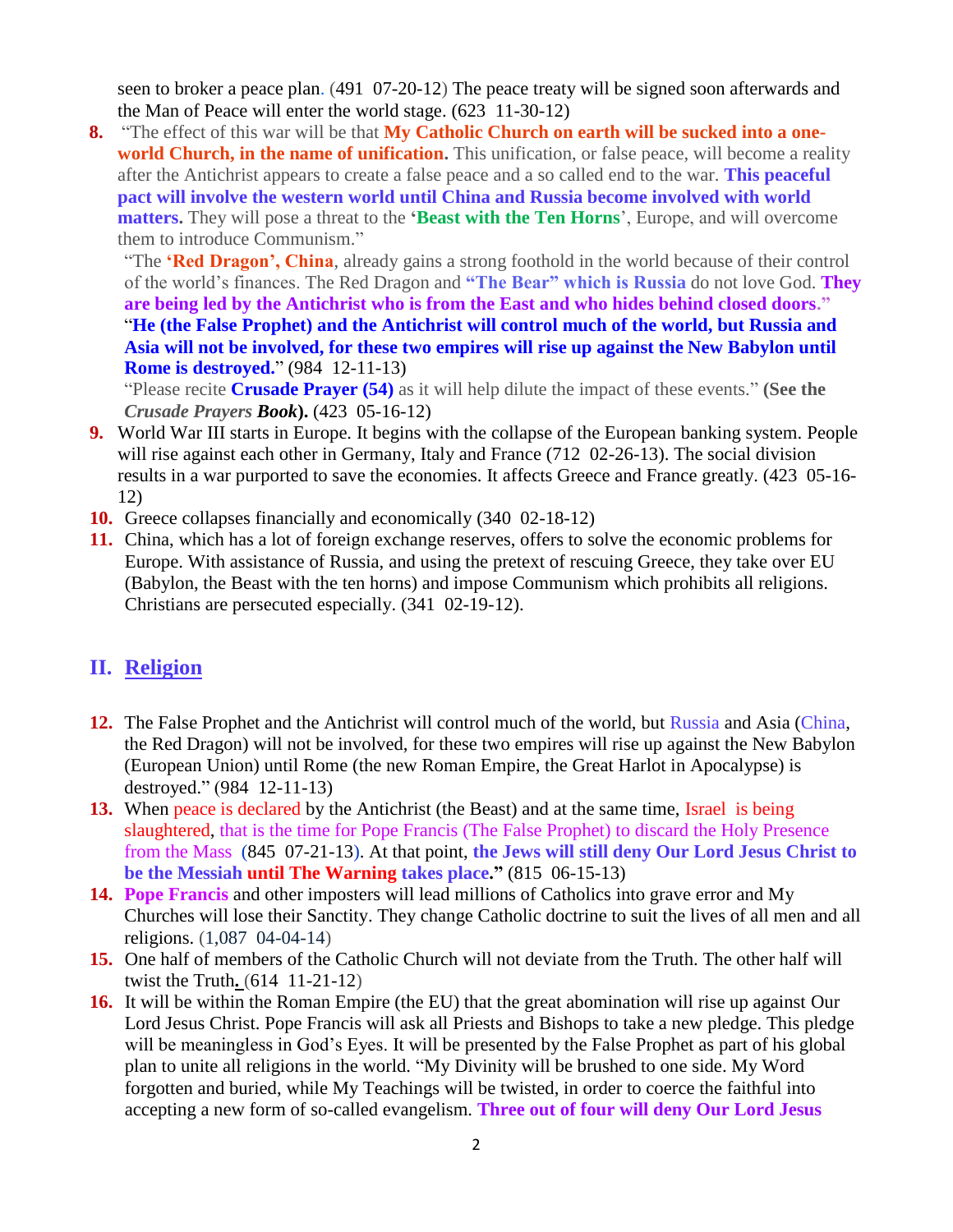seen to broker a peace plan. (491 07-20-12) The peace treaty will be signed soon afterwards and the Man of Peace will enter the world stage. (623 11-30-12)

8. "The effect of this war will be that **My Catholic Church on earth will be sucked into a one-world Church, in the name of unification.** This unification, or false peace, will become a reality after the Antichrist appears to create a false peace and a so called end to the war. **This peaceful pact will involve the western world until China and Russia become involved with world matters.** They will pose a threat to the '**Beast with the Ten Horns**', Europe, and will overcome them to introduce Communism."

   "The **'Red Dragon', China**, already gains a strong foothold in the world because of their control of the world's finances. The Red Dragon and **"The Bear" which is Russia** do not love God. **They are being led by the Antichrist who is from the East and who hides behind closed doors."**
   "**He (the False Prophet) and the Antichrist will control much of the world, but Russia and Asia will not be involved, for these two empires will rise up against the New Babylon until Rome is destroyed.**" (984 12-11-13)

   "Please recite **Crusade Prayer (54)** as it will help dilute the impact of these events." **(See the *Crusade Prayers Book*).** (423 05-16-12)

9. World War III starts in Europe. It begins with the collapse of the European banking system. People will rise against each other in Germany, Italy and France (712 02-26-13). The social division results in a war purported to save the economies. It affects Greece and France greatly. (423 05-16-12)
10. Greece collapses financially and economically (340 02-18-12)
11. China, which has a lot of foreign exchange reserves, offers to solve the economic problems for Europe. With assistance of Russia, and using the pretext of rescuing Greece, they take over EU (Babylon, the Beast with the ten horns) and impose Communism which prohibits all religions. Christians are persecuted especially. (341 02-19-12).

## II. Religion

12. The False Prophet and the Antichrist will control much of the world, but Russia and Asia (China, the Red Dragon) will not be involved, for these two empires will rise up against the New Babylon (European Union) until Rome (the new Roman Empire, the Great Harlot in Apocalypse) is destroyed." (984 12-11-13)
13. When peace is declared by the Antichrist (the Beast) and at the same time, Israel is being slaughtered, that is the time for Pope Francis (The False Prophet) to discard the Holy Presence from the Mass (845 07-21-13). At that point, **the Jews will still deny Our Lord Jesus Christ to be the Messiah until The Warning takes place."** (815 06-15-13)
14. **Pope Francis** and other imposters will lead millions of Catholics into grave error and My Churches will lose their Sanctity. They change Catholic doctrine to suit the lives of all men and all religions. (1,087 04-04-14)
15. One half of members of the Catholic Church will not deviate from the Truth. The other half will twist the Truth. (614 11-21-12)
16. It will be within the Roman Empire (the EU) that the great abomination will rise up against Our Lord Jesus Christ. Pope Francis will ask all Priests and Bishops to take a new pledge. This pledge will be meaningless in God's Eyes. It will be presented by the False Prophet as part of his global plan to unite all religions in the world. "My Divinity will be brushed to one side. My Word forgotten and buried, while My Teachings will be twisted, in order to coerce the faithful into accepting a new form of so-called evangelism. **Three out of four will deny Our Lord Jesus**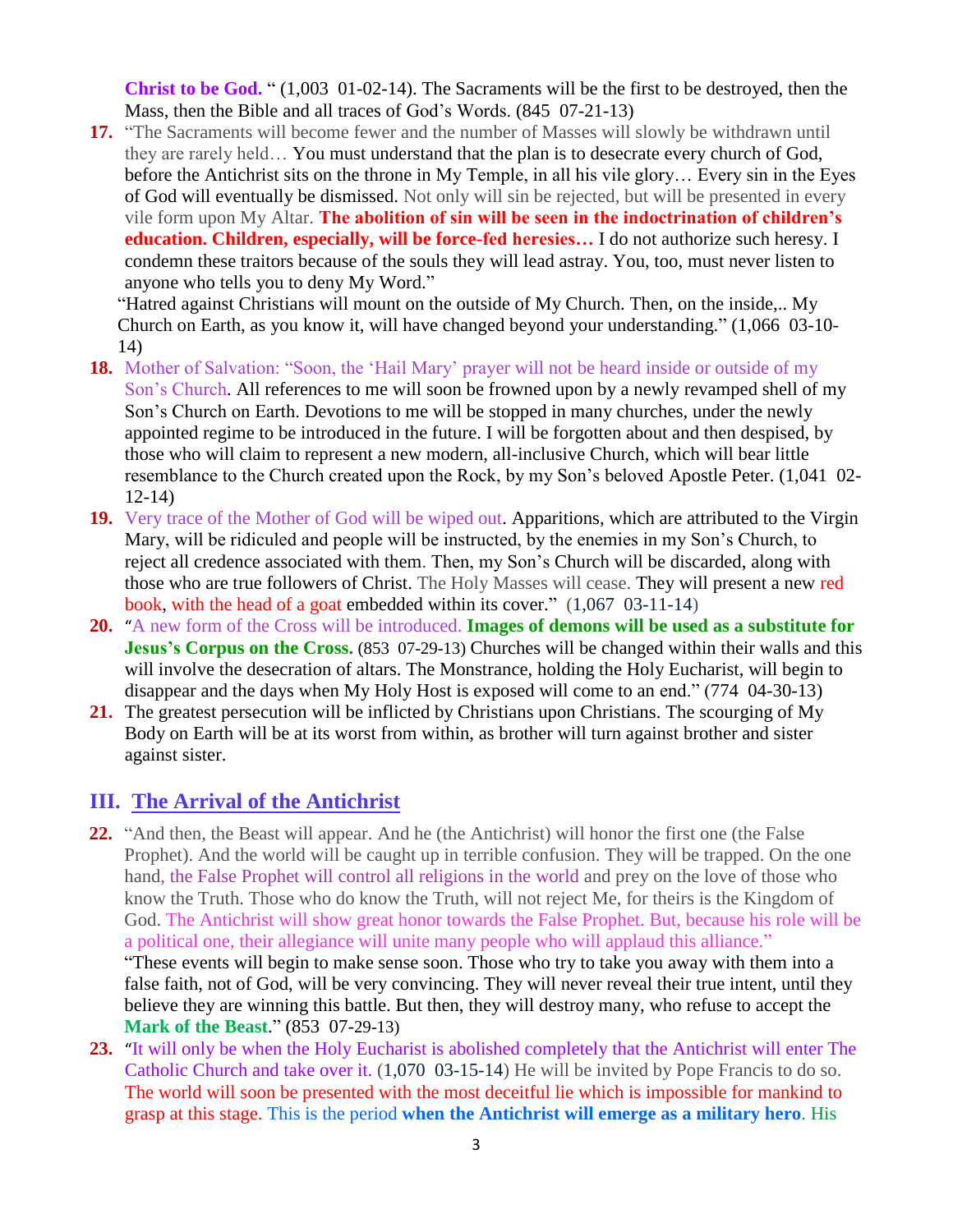**Christ to be God.** " (1,003 01-02-14). The Sacraments will be the first to be destroyed, then the Mass, then the Bible and all traces of God's Words. (845 07-21-13)

17. "The Sacraments will become fewer and the number of Masses will slowly be withdrawn until they are rarely held… You must understand that the plan is to desecrate every church of God, before the Antichrist sits on the throne in My Temple, in all his vile glory… Every sin in the Eyes of God will eventually be dismissed. Not only will sin be rejected, but will be presented in every vile form upon My Altar. **The abolition of sin will be seen in the indoctrination of children's education. Children, especially, will be force-fed heresies…** I do not authorize such heresy. I condemn these traitors because of the souls they will lead astray. You, too, must never listen to anyone who tells you to deny My Word."

    "Hatred against Christians will mount on the outside of My Church. Then, on the inside,.. My Church on Earth, as you know it, will have changed beyond your understanding." (1,066 03-10-14)

18. Mother of Salvation: "Soon, the 'Hail Mary' prayer will not be heard inside or outside of my Son's Church. All references to me will soon be frowned upon by a newly revamped shell of my Son's Church on Earth. Devotions to me will be stopped in many churches, under the newly appointed regime to be introduced in the future. I will be forgotten about and then despised, by those who will claim to represent a new modern, all-inclusive Church, which will bear little resemblance to the Church created upon the Rock, by my Son's beloved Apostle Peter. (1,041 02-12-14)

19. Very trace of the Mother of God will be wiped out. Apparitions, which are attributed to the Virgin Mary, will be ridiculed and people will be instructed, by the enemies in my Son's Church, to reject all credence associated with them. Then, my Son's Church will be discarded, along with those who are true followers of Christ. The Holy Masses will cease. They will present a new red book, with the head of a goat embedded within its cover." (1,067 03-11-14)

20. "A new form of the Cross will be introduced. **Images of demons will be used as a substitute for Jesus's Corpus on the Cross.** (853 07-29-13) Churches will be changed within their walls and this will involve the desecration of altars. The Monstrance, holding the Holy Eucharist, will begin to disappear and the days when My Holy Host is exposed will come to an end." (774 04-30-13)

21. The greatest persecution will be inflicted by Christians upon Christians. The scourging of My Body on Earth will be at its worst from within, as brother will turn against brother and sister against sister.

## III. The Arrival of the Antichrist

22. "And then, the Beast will appear. And he (the Antichrist) will honor the first one (the False Prophet). And the world will be caught up in terrible confusion. They will be trapped. On the one hand, the False Prophet will control all religions in the world and prey on the love of those who know the Truth. Those who do know the Truth, will not reject Me, for theirs is the Kingdom of God. The Antichrist will show great honor towards the False Prophet. But, because his role will be a political one, their allegiance will unite many people who will applaud this alliance."

    "These events will begin to make sense soon. Those who try to take you away with them into a false faith, not of God, will be very convincing. They will never reveal their true intent, until they believe they are winning this battle. But then, they will destroy many, who refuse to accept the **Mark of the Beast**." (853 07-29-13)

23. "It will only be when the Holy Eucharist is abolished completely that the Antichrist will enter The Catholic Church and take over it. (1,070 03-15-14) He will be invited by Pope Francis to do so. The world will soon be presented with the most deceitful lie which is impossible for mankind to grasp at this stage. This is the period **when the Antichrist will emerge as a military hero**. His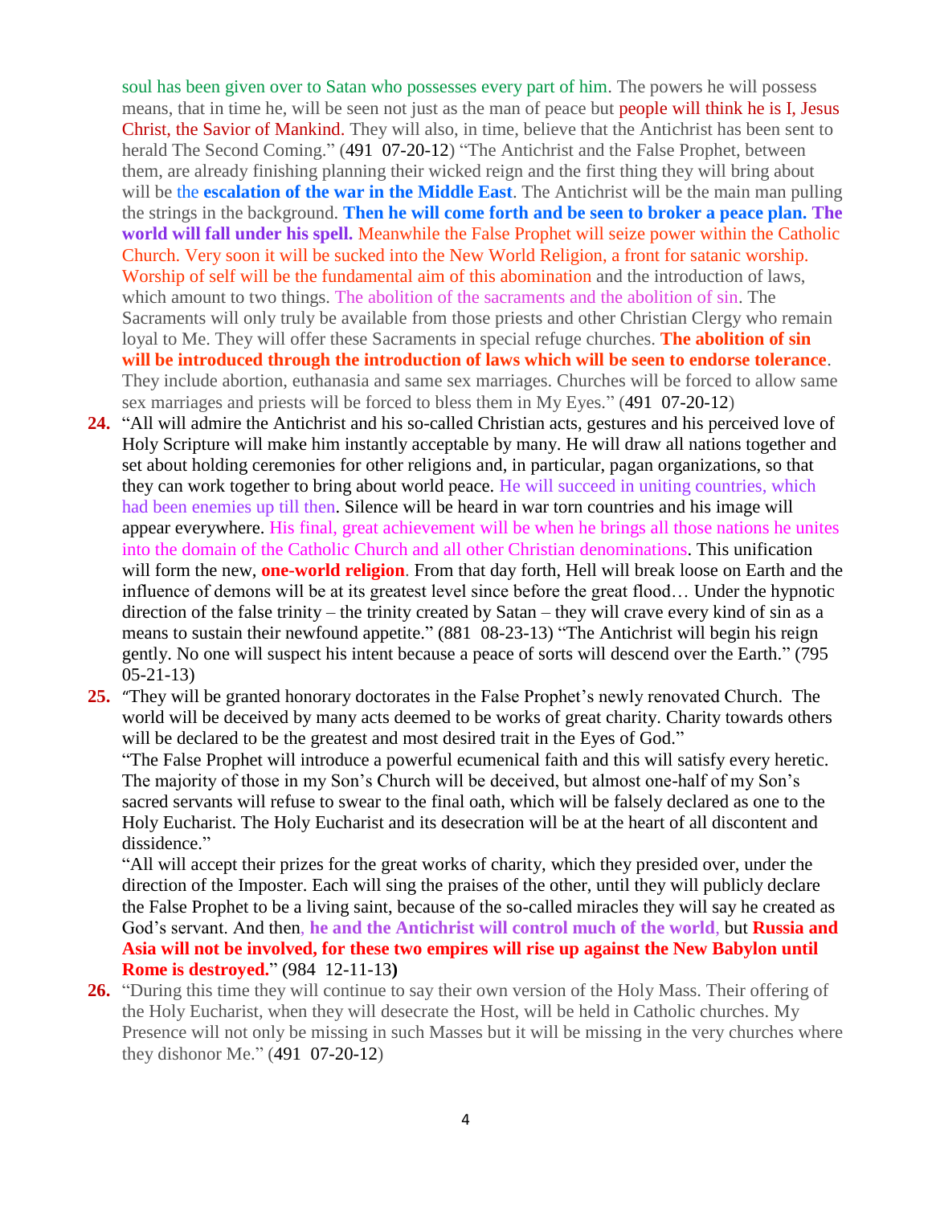soul has been given over to Satan who possesses every part of him. The powers he will possess means, that in time he, will be seen not just as the man of peace but people will think he is I, Jesus Christ, the Savior of Mankind. They will also, in time, believe that the Antichrist has been sent to herald The Second Coming." (491 07-20-12) "The Antichrist and the False Prophet, between them, are already finishing planning their wicked reign and the first thing they will bring about will be the **escalation of the war in the Middle East**. The Antichrist will be the main man pulling the strings in the background. **Then he will come forth and be seen to broker a peace plan. The world will fall under his spell.** Meanwhile the False Prophet will seize power within the Catholic Church. Very soon it will be sucked into the New World Religion, a front for satanic worship. Worship of self will be the fundamental aim of this abomination and the introduction of laws, which amount to two things. The abolition of the sacraments and the abolition of sin. The Sacraments will only truly be available from those priests and other Christian Clergy who remain loyal to Me. They will offer these Sacraments in special refuge churches. **The abolition of sin will be introduced through the introduction of laws which will be seen to endorse tolerance**. They include abortion, euthanasia and same sex marriages. Churches will be forced to allow same sex marriages and priests will be forced to bless them in My Eyes." (491 07-20-12)

**24.** "All will admire the Antichrist and his so-called Christian acts, gestures and his perceived love of Holy Scripture will make him instantly acceptable by many. He will draw all nations together and set about holding ceremonies for other religions and, in particular, pagan organizations, so that they can work together to bring about world peace. He will succeed in uniting countries, which had been enemies up till then. Silence will be heard in war torn countries and his image will appear everywhere. His final, great achievement will be when he brings all those nations he unites into the domain of the Catholic Church and all other Christian denominations. This unification will form the new, **one-world religion**. From that day forth, Hell will break loose on Earth and the influence of demons will be at its greatest level since before the great flood… Under the hypnotic direction of the false trinity – the trinity created by Satan – they will crave every kind of sin as a means to sustain their newfound appetite." (881 08-23-13) "The Antichrist will begin his reign gently. No one will suspect his intent because a peace of sorts will descend over the Earth." (795 05-21-13)

**25.** "They will be granted honorary doctorates in the False Prophet's newly renovated Church. The world will be deceived by many acts deemed to be works of great charity. Charity towards others will be declared to be the greatest and most desired trait in the Eyes of God."

"The False Prophet will introduce a powerful ecumenical faith and this will satisfy every heretic. The majority of those in my Son's Church will be deceived, but almost one-half of my Son's sacred servants will refuse to swear to the final oath, which will be falsely declared as one to the Holy Eucharist. The Holy Eucharist and its desecration will be at the heart of all discontent and dissidence."

"All will accept their prizes for the great works of charity, which they presided over, under the direction of the Imposter. Each will sing the praises of the other, until they will publicly declare the False Prophet to be a living saint, because of the so-called miracles they will say he created as God's servant. And then, **he and the Antichrist will control much of the world**, but **Russia and Asia will not be involved, for these two empires will rise up against the New Babylon until Rome is destroyed.**" (984 12-11-13**)**

**26.** "During this time they will continue to say their own version of the Holy Mass. Their offering of the Holy Eucharist, when they will desecrate the Host, will be held in Catholic churches. My Presence will not only be missing in such Masses but it will be missing in the very churches where they dishonor Me." (491 07-20-12)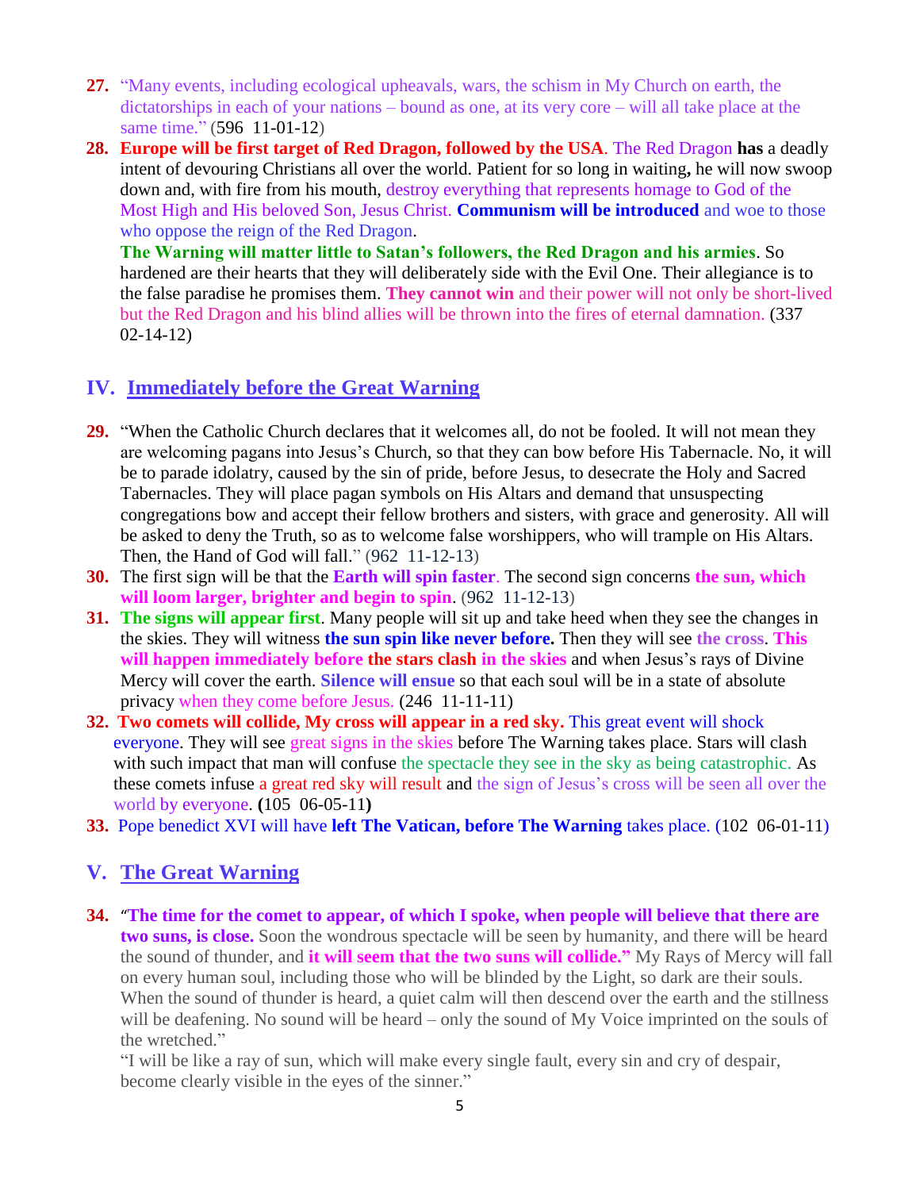27. “Many events, including ecological upheavals, wars, the schism in My Church on earth, the dictatorships in each of your nations – bound as one, at its very core – will all take place at the same time.” (596 11-01-12)

28. **Europe will be first target of Red Dragon, followed by the USA**. The Red Dragon **has** a deadly intent of devouring Christians all over the world. Patient for so long in waiting**,** he will now swoop down and, with fire from his mouth, destroy everything that represents homage to God of the Most High and His beloved Son, Jesus Christ. **Communism will be introduced** and woe to those who oppose the reign of the Red Dragon.

    **The Warning will matter little to Satan’s followers, the Red Dragon and his armies**. So hardened are their hearts that they will deliberately side with the Evil One. Their allegiance is to the false paradise he promises them. **They cannot win** and their power will not only be short-lived but the Red Dragon and his blind allies will be thrown into the fires of eternal damnation. (337 02-14-12)

## IV. Immediately before the Great Warning

29. “When the Catholic Church declares that it welcomes all, do not be fooled. It will not mean they are welcoming pagans into Jesus’s Church, so that they can bow before His Tabernacle. No, it will be to parade idolatry, caused by the sin of pride, before Jesus, to desecrate the Holy and Sacred Tabernacles. They will place pagan symbols on His Altars and demand that unsuspecting congregations bow and accept their fellow brothers and sisters, with grace and generosity. All will be asked to deny the Truth, so as to welcome false worshippers, who will trample on His Altars. Then, the Hand of God will fall.” (962 11-12-13)

30. The first sign will be that the **Earth will spin faster**. The second sign concerns **the sun, which will loom larger, brighter and begin to spin**. (962 11-12-13)

31. **The signs will appear first**. Many people will sit up and take heed when they see the changes in the skies. They will witness **the sun spin like never before.** Then they will see **the cross**. **This will happen immediately before the stars clash in the skies** and when Jesus’s rays of Divine Mercy will cover the earth. **Silence will ensue** so that each soul will be in a state of absolute privacy when they come before Jesus. (246 11-11-11)

32. **Two comets will collide, My cross will appear in a red sky.** This great event will shock everyone. They will see great signs in the skies before The Warning takes place. Stars will clash with such impact that man will confuse the spectacle they see in the sky as being catastrophic. As these comets infuse a great red sky will result and the sign of Jesus’s cross will be seen all over the world by everyone. **(**105 06-05-11**)**

33. Pope benedict XVI will have **left The Vatican, before The Warning** takes place. (102 06-01-11)

## V. The Great Warning

34. “**The time for the comet to appear, of which I spoke, when people will believe that there are two suns, is close.** Soon the wondrous spectacle will be seen by humanity, and there will be heard the sound of thunder, and **it will seem that the two suns will collide.”** My Rays of Mercy will fall on every human soul, including those who will be blinded by the Light, so dark are their souls. When the sound of thunder is heard, a quiet calm will then descend over the earth and the stillness will be deafening. No sound will be heard – only the sound of My Voice imprinted on the souls of the wretched.”

    “I will be like a ray of sun, which will make every single fault, every sin and cry of despair, become clearly visible in the eyes of the sinner.”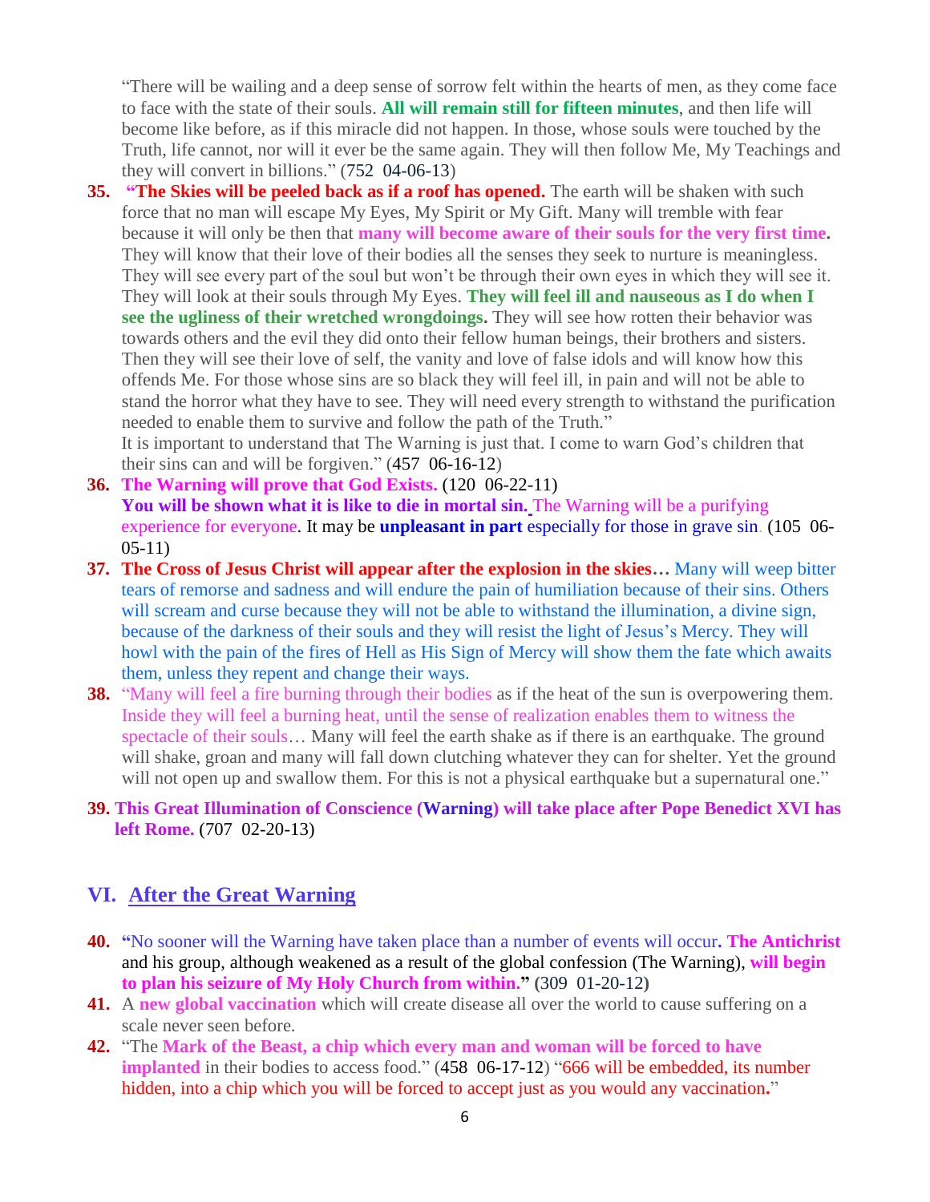"There will be wailing and a deep sense of sorrow felt within the hearts of men, as they come face to face with the state of their souls. **All will remain still for fifteen minutes**, and then life will become like before, as if this miracle did not happen. In those, whose souls were touched by the Truth, life cannot, nor will it ever be the same again. They will then follow Me, My Teachings and they will convert in billions." (752 04-06-13)

**35.** **"The Skies will be peeled back as if a roof has opened.** The earth will be shaken with such force that no man will escape My Eyes, My Spirit or My Gift. Many will tremble with fear because it will only be then that **many will become aware of their souls for the very first time.** They will know that their love of their bodies all the senses they seek to nurture is meaningless. They will see every part of the soul but won't be through their own eyes in which they will see it. They will look at their souls through My Eyes. **They will feel ill and nauseous as I do when I see the ugliness of their wretched wrongdoings.** They will see how rotten their behavior was towards others and the evil they did onto their fellow human beings, their brothers and sisters. Then they will see their love of self, the vanity and love of false idols and will know how this offends Me. For those whose sins are so black they will feel ill, in pain and will not be able to stand the horror what they have to see. They will need every strength to withstand the purification needed to enable them to survive and follow the path of the Truth."
It is important to understand that The Warning is just that. I come to warn God's children that their sins can and will be forgiven." (457 06-16-12)

**36.** **The Warning will prove that God Exists.** (120 06-22-11)
**You will be shown what it is like to die in mortal sin.** The Warning will be a purifying experience for everyone. It may be **unpleasant in part** especially for those in grave sin. (105 06-05-11)

**37.** **The Cross of Jesus Christ will appear after the explosion in the skies…** Many will weep bitter tears of remorse and sadness and will endure the pain of humiliation because of their sins. Others will scream and curse because they will not be able to withstand the illumination, a divine sign, because of the darkness of their souls and they will resist the light of Jesus's Mercy. They will howl with the pain of the fires of Hell as His Sign of Mercy will show them the fate which awaits them, unless they repent and change their ways.

**38.** "Many will feel a fire burning through their bodies as if the heat of the sun is overpowering them. Inside they will feel a burning heat, until the sense of realization enables them to witness the spectacle of their souls… Many will feel the earth shake as if there is an earthquake. The ground will shake, groan and many will fall down clutching whatever they can for shelter. Yet the ground will not open up and swallow them. For this is not a physical earthquake but a supernatural one."

**39.** **This Great Illumination of Conscience (Warning) will take place after Pope Benedict XVI has left Rome.** (707 02-20-13)

## VI. After the Great Warning

**40.** **"**No sooner will the Warning have taken place than a number of events will occur**. The Antichrist** and his group, although weakened as a result of the global confession (The Warning), **will begin to plan his seizure of My Holy Church from within."** **(**309 01-20-12**)**

**41.** A **new global vaccination** which will create disease all over the world to cause suffering on a scale never seen before.

**42.** "The **Mark of the Beast, a chip which every man and woman will be forced to have implanted** in their bodies to access food." (458 06-17-12) "666 will be embedded, its number hidden, into a chip which you will be forced to accept just as you would any vaccination**.**"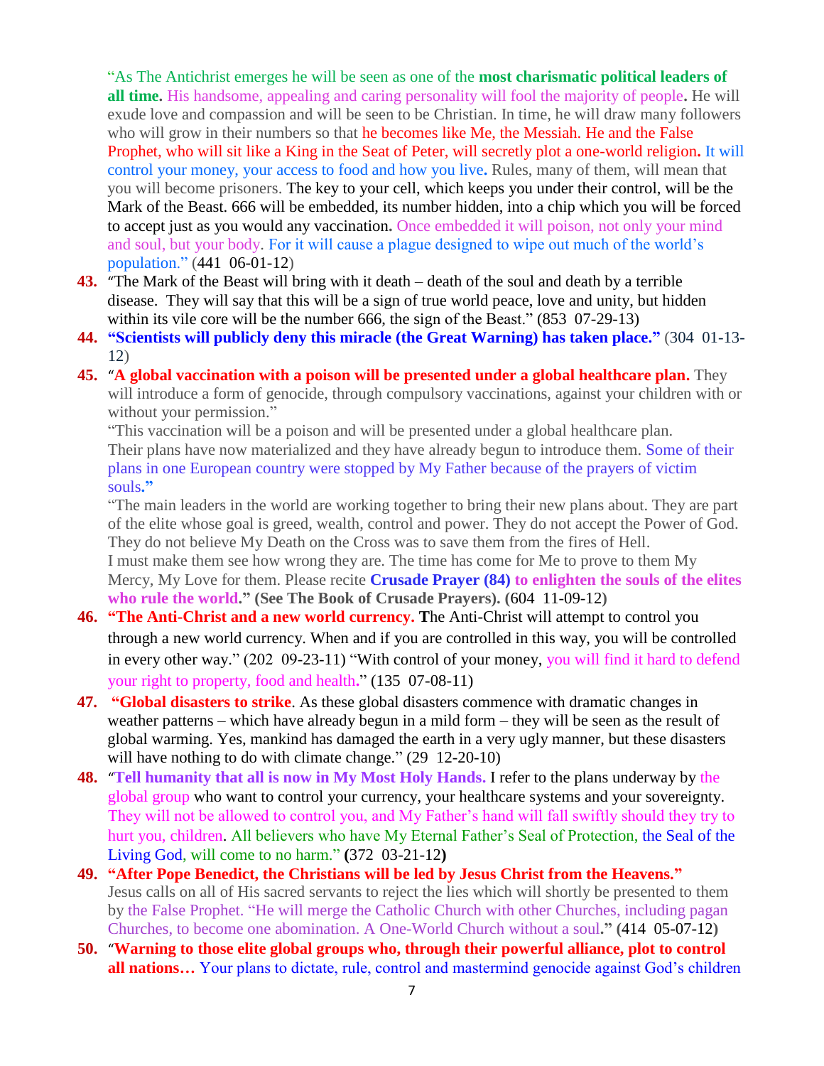"As The Antichrist emerges he will be seen as one of the **most charismatic political leaders of all time.** His handsome, appealing and caring personality will fool the majority of people**.** He will exude love and compassion and will be seen to be Christian. In time, he will draw many followers who will grow in their numbers so that he becomes like Me, the Messiah. He and the False Prophet, who will sit like a King in the Seat of Peter, will secretly plot a one-world religion**.** It will control your money, your access to food and how you live**.** Rules, many of them, will mean that you will become prisoners. The key to your cell, which keeps you under their control, will be the Mark of the Beast. 666 will be embedded, its number hidden, into a chip which you will be forced to accept just as you would any vaccination**.** Once embedded it will poison, not only your mind and soul, but your body. For it will cause a plague designed to wipe out much of the world's population." (441 06-01-12)

43. "The Mark of the Beast will bring with it death – death of the soul and death by a terrible disease. They will say that this will be a sign of true world peace, love and unity, but hidden within its vile core will be the number 666, the sign of the Beast." (853 07-29-13)
44. **"Scientists will publicly deny this miracle (the Great Warning) has taken place."** (304 01-13-12)
45. "**A global vaccination with a poison will be presented under a global healthcare plan.** They will introduce a form of genocide, through compulsory vaccinations, against your children with or without your permission."
    "This vaccination will be a poison and will be presented under a global healthcare plan. Their plans have now materialized and they have already begun to introduce them. Some of their plans in one European country were stopped by My Father because of the prayers of victim souls**."**
    "The main leaders in the world are working together to bring their new plans about. They are part of the elite whose goal is greed, wealth, control and power. They do not accept the Power of God. They do not believe My Death on the Cross was to save them from the fires of Hell.
    I must make them see how wrong they are. The time has come for Me to prove to them My Mercy, My Love for them. Please recite **Crusade Prayer (84) to enlighten the souls of the elites who rule the world." (See The Book of Crusade Prayers). (**604 11-09-12**)**
46. **"The Anti-Christ and a new world currency. T**he Anti-Christ will attempt to control you through a new world currency. When and if you are controlled in this way, you will be controlled in every other way." (202 09-23-11) "With control of your money, you will find it hard to defend your right to property, food and health**.**" (135 07-08-11)
47. **"Global disasters to strike**. As these global disasters commence with dramatic changes in weather patterns – which have already begun in a mild form – they will be seen as the result of global warming. Yes, mankind has damaged the earth in a very ugly manner, but these disasters will have nothing to do with climate change." (29 12-20-10)
48. "**Tell humanity that all is now in My Most Holy Hands.** I refer to the plans underway by the global group who want to control your currency, your healthcare systems and your sovereignty. They will not be allowed to control you, and My Father's hand will fall swiftly should they try to hurt you, children. All believers who have My Eternal Father's Seal of Protection, the Seal of the Living God, will come to no harm." **(**372 03-21-12**)**
49. **"After Pope Benedict, the Christians will be led by Jesus Christ from the Heavens."** Jesus calls on all of His sacred servants to reject the lies which will shortly be presented to them by the False Prophet. "He will merge the Catholic Church with other Churches, including pagan Churches, to become one abomination. A One-World Church without a soul**."** **(**414 05-07-12**)**
50. "**Warning to those elite global groups who, through their powerful alliance, plot to control all nations…** Your plans to dictate, rule, control and mastermind genocide against God's children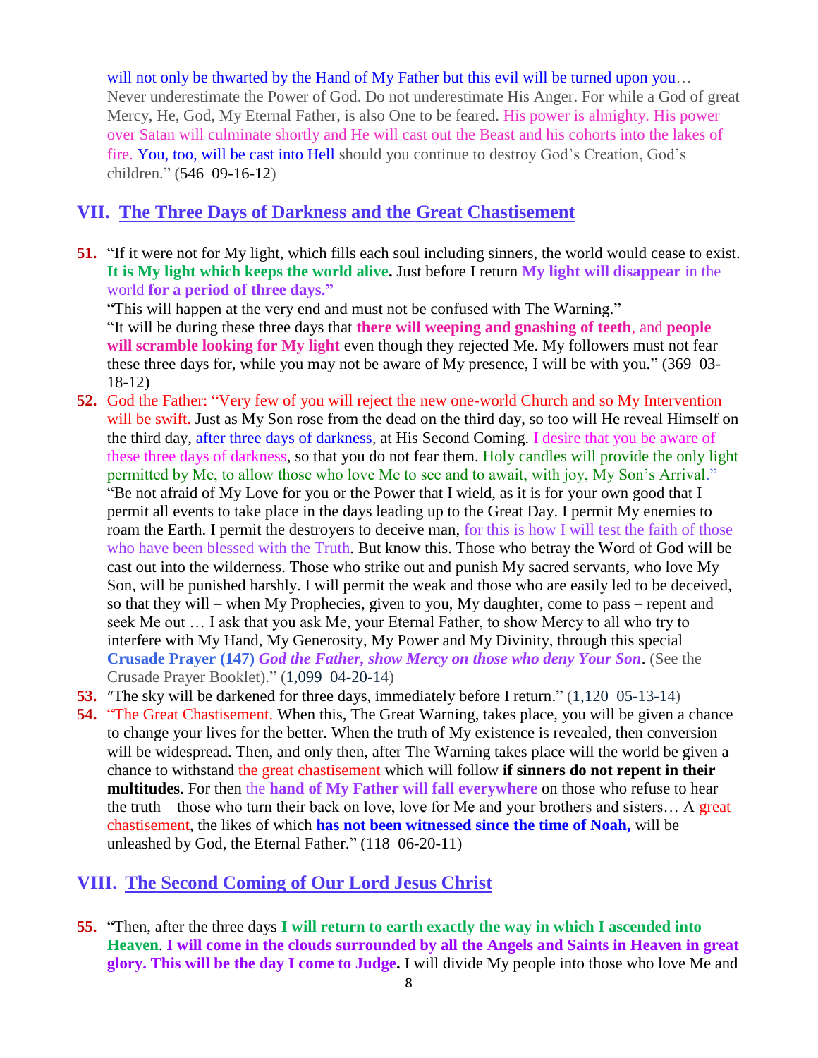will not only be thwarted by the Hand of My Father but this evil will be turned upon you… Never underestimate the Power of God. Do not underestimate His Anger. For while a God of great Mercy, He, God, My Eternal Father, is also One to be feared. His power is almighty. His power over Satan will culminate shortly and He will cast out the Beast and his cohorts into the lakes of fire. You, too, will be cast into Hell should you continue to destroy God's Creation, God's children." (546 09-16-12)

## VII. The Three Days of Darkness and the Great Chastisement

51. "If it were not for My light, which fills each soul including sinners, the world would cease to exist. **It is My light which keeps the world alive.** Just before I return **My light will disappear** in the world **for a period of three days."**
"This will happen at the very end and must not be confused with The Warning."
"It will be during these three days that **there will weeping and gnashing of teeth**, and **people will scramble looking for My light** even though they rejected Me. My followers must not fear these three days for, while you may not be aware of My presence, I will be with you." (369 03-18-12)
52. God the Father: "Very few of you will reject the new one-world Church and so My Intervention will be swift. Just as My Son rose from the dead on the third day, so too will He reveal Himself on the third day, after three days of darkness, at His Second Coming. I desire that you be aware of these three days of darkness, so that you do not fear them. Holy candles will provide the only light permitted by Me, to allow those who love Me to see and to await, with joy, My Son's Arrival."
"Be not afraid of My Love for you or the Power that I wield, as it is for your own good that I permit all events to take place in the days leading up to the Great Day. I permit My enemies to roam the Earth. I permit the destroyers to deceive man, for this is how I will test the faith of those who have been blessed with the Truth. But know this. Those who betray the Word of God will be cast out into the wilderness. Those who strike out and punish My sacred servants, who love My Son, will be punished harshly. I will permit the weak and those who are easily led to be deceived, so that they will – when My Prophecies, given to you, My daughter, come to pass – repent and seek Me out … I ask that you ask Me, your Eternal Father, to show Mercy to all who try to interfere with My Hand, My Generosity, My Power and My Divinity, through this special **Crusade Prayer (147)** ***God the Father, show Mercy on those who deny Your Son***. (See the Crusade Prayer Booklet)." (1,099 04-20-14)
53. "The sky will be darkened for three days, immediately before I return." (1,120 05-13-14)
54. "The Great Chastisement. When this, The Great Warning, takes place, you will be given a chance to change your lives for the better. When the truth of My existence is revealed, then conversion will be widespread. Then, and only then, after The Warning takes place will the world be given a chance to withstand the great chastisement which will follow **if sinners do not repent in their multitudes**. For then the **hand of My Father will fall everywhere** on those who refuse to hear the truth – those who turn their back on love, love for Me and your brothers and sisters… A great chastisement, the likes of which **has not been witnessed since the time of Noah,** will be unleashed by God, the Eternal Father." (118 06-20-11)

## VIII. The Second Coming of Our Lord Jesus Christ

55. "Then, after the three days **I will return to earth exactly the way in which I ascended into Heaven**. **I will come in the clouds surrounded by all the Angels and Saints in Heaven in great glory. This will be the day I come to Judge.** I will divide My people into those who love Me and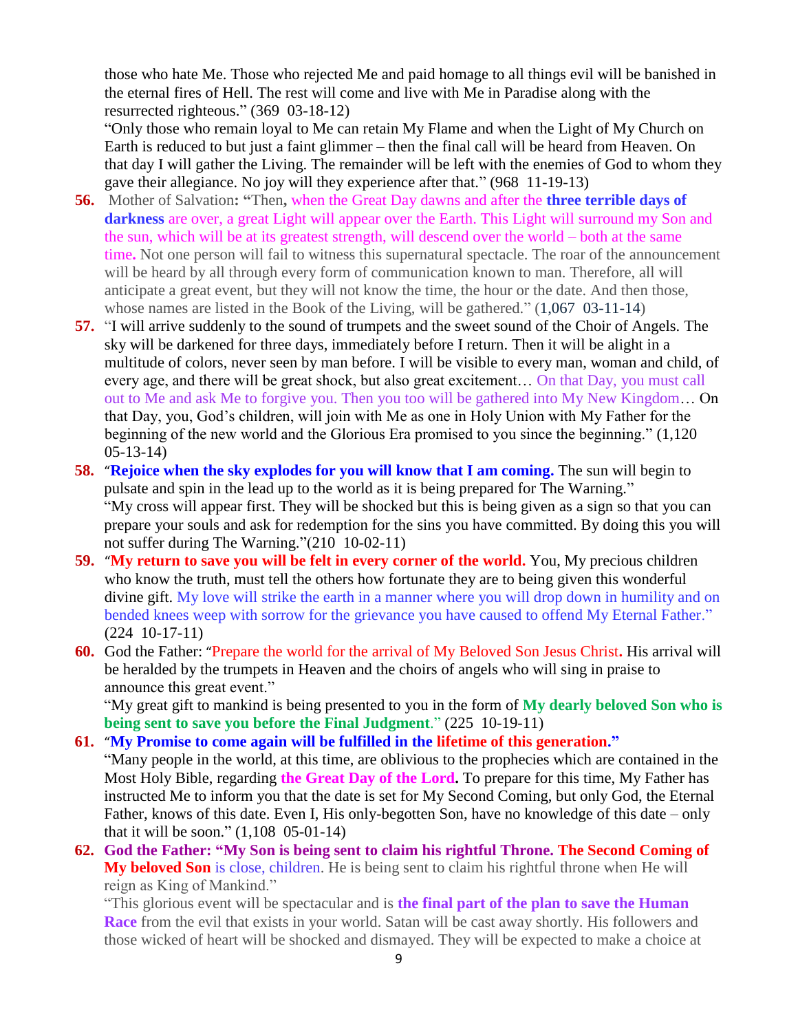those who hate Me. Those who rejected Me and paid homage to all things evil will be banished in the eternal fires of Hell. The rest will come and live with Me in Paradise along with the resurrected righteous." (369 03-18-12)

"Only those who remain loyal to Me can retain My Flame and when the Light of My Church on Earth is reduced to but just a faint glimmer – then the final call will be heard from Heaven. On that day I will gather the Living. The remainder will be left with the enemies of God to whom they gave their allegiance. No joy will they experience after that." (968 11-19-13)

**56.** Mother of Salvation**: "**Then**,** when the Great Day dawns and after the **three terrible days of darkness** are over, a great Light will appear over the Earth. This Light will surround my Son and the sun, which will be at its greatest strength, will descend over the world – both at the same time**.** Not one person will fail to witness this supernatural spectacle. The roar of the announcement will be heard by all through every form of communication known to man. Therefore, all will anticipate a great event, but they will not know the time, the hour or the date. And then those, whose names are listed in the Book of the Living, will be gathered." (1,067 03-11-14)

**57.** "I will arrive suddenly to the sound of trumpets and the sweet sound of the Choir of Angels. The sky will be darkened for three days, immediately before I return. Then it will be alight in a multitude of colors, never seen by man before. I will be visible to every man, woman and child, of every age, and there will be great shock, but also great excitement… On that Day, you must call out to Me and ask Me to forgive you. Then you too will be gathered into My New Kingdom… On that Day, you, God's children, will join with Me as one in Holy Union with My Father for the beginning of the new world and the Glorious Era promised to you since the beginning." (1,120 05-13-14)

**58.** "**Rejoice when the sky explodes for you will know that I am coming.** The sun will begin to pulsate and spin in the lead up to the world as it is being prepared for The Warning."

"My cross will appear first. They will be shocked but this is being given as a sign so that you can prepare your souls and ask for redemption for the sins you have committed. By doing this you will not suffer during The Warning."(210 10-02-11)

**59.** "**My return to save you will be felt in every corner of the world.** You, My precious children who know the truth, must tell the others how fortunate they are to being given this wonderful divine gift. My love will strike the earth in a manner where you will drop down in humility and on bended knees weep with sorrow for the grievance you have caused to offend My Eternal Father." (224 10-17-11)

**60.** God the Father: "Prepare the world for the arrival of My Beloved Son Jesus Christ**.** His arrival will be heralded by the trumpets in Heaven and the choirs of angels who will sing in praise to announce this great event."

"My great gift to mankind is being presented to you in the form of **My dearly beloved Son who is being sent to save you before the Final Judgment**." (225 10-19-11)

**61.** "**My Promise to come again will be fulfilled in the lifetime of this generation."**

"Many people in the world, at this time, are oblivious to the prophecies which are contained in the Most Holy Bible, regarding **the Great Day of the Lord.** To prepare for this time, My Father has instructed Me to inform you that the date is set for My Second Coming, but only God, the Eternal Father, knows of this date. Even I, His only-begotten Son, have no knowledge of this date – only that it will be soon." (1,108 05-01-14)

**62.** **God the Father: "My Son is being sent to claim his rightful Throne. The Second Coming of My beloved Son** is close, children. He is being sent to claim his rightful throne when He will reign as King of Mankind."

"This glorious event will be spectacular and is **the final part of the plan to save the Human Race** from the evil that exists in your world. Satan will be cast away shortly. His followers and those wicked of heart will be shocked and dismayed. They will be expected to make a choice at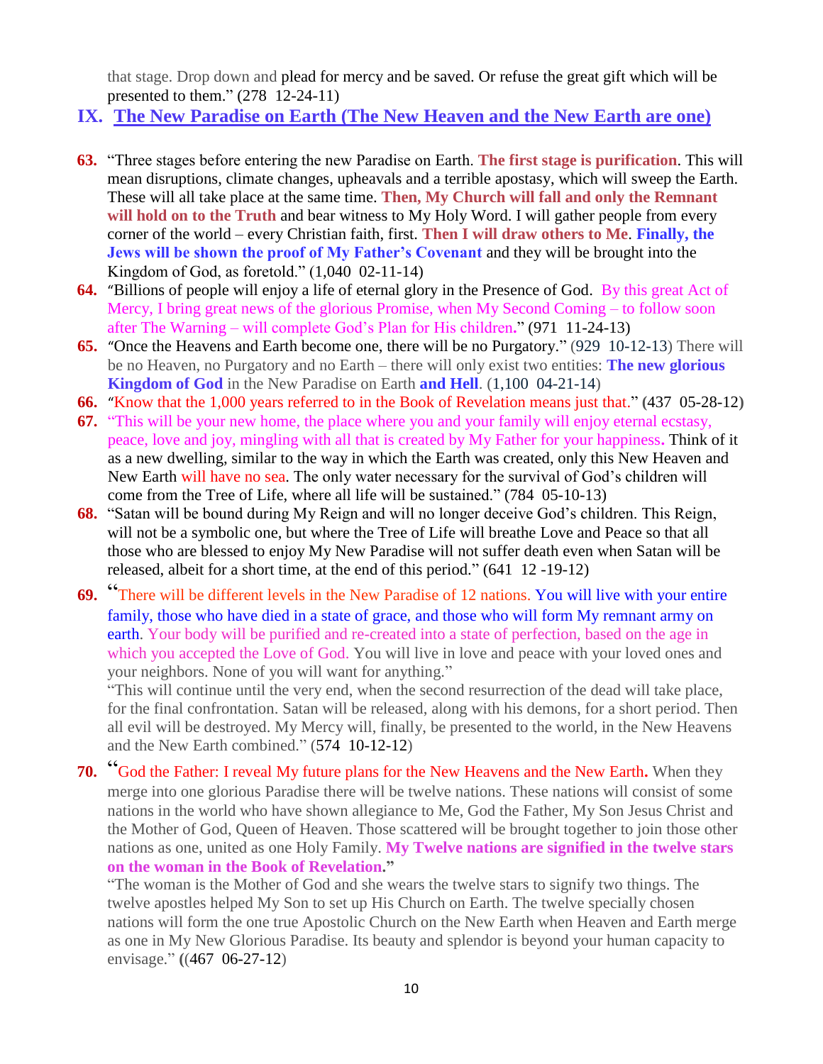that stage. Drop down and plead for mercy and be saved. Or refuse the great gift which will be presented to them." (278 12-24-11)

## IX. The New Paradise on Earth (The New Heaven and the New Earth are one)

**63.** "Three stages before entering the new Paradise on Earth. **The first stage is purification**. This will mean disruptions, climate changes, upheavals and a terrible apostasy, which will sweep the Earth. These will all take place at the same time. **Then, My Church will fall and only the Remnant will hold on to the Truth** and bear witness to My Holy Word. I will gather people from every corner of the world – every Christian faith, first. **Then I will draw others to Me**. **Finally, the Jews will be shown the proof of My Father's Covenant** and they will be brought into the Kingdom of God, as foretold." (1,040 02-11-14)

**64.** "Billions of people will enjoy a life of eternal glory in the Presence of God. By this great Act of Mercy, I bring great news of the glorious Promise, when My Second Coming – to follow soon after The Warning – will complete God's Plan for His children**.**" (971 11-24-13)

**65.** "Once the Heavens and Earth become one, there will be no Purgatory." (929 10-12-13) There will be no Heaven, no Purgatory and no Earth – there will only exist two entities: **The new glorious Kingdom of God** in the New Paradise on Earth **and Hell**. (1,100 04-21-14)

**66.** "Know that the 1,000 years referred to in the Book of Revelation means just that." **(**437 05-28-12)

**67.** "This will be your new home, the place where you and your family will enjoy eternal ecstasy, peace, love and joy, mingling with all that is created by My Father for your happiness**.** Think of it as a new dwelling, similar to the way in which the Earth was created, only this New Heaven and New Earth will have no sea. The only water necessary for the survival of God's children will come from the Tree of Life, where all life will be sustained." (784 05-10-13)

**68.** "Satan will be bound during My Reign and will no longer deceive God's children. This Reign, will not be a symbolic one, but where the Tree of Life will breathe Love and Peace so that all those who are blessed to enjoy My New Paradise will not suffer death even when Satan will be released, albeit for a short time, at the end of this period." (641 12 -19-12)

**69.** "There will be different levels in the New Paradise of 12 nations. You will live with your entire family, those who have died in a state of grace, and those who will form My remnant army on earth. Your body will be purified and re-created into a state of perfection, based on the age in which you accepted the Love of God. You will live in love and peace with your loved ones and your neighbors. None of you will want for anything."

"This will continue until the very end, when the second resurrection of the dead will take place, for the final confrontation. Satan will be released, along with his demons, for a short period. Then all evil will be destroyed. My Mercy will, finally, be presented to the world, in the New Heavens and the New Earth combined." (574 10-12-12)

**70.** "God the Father: I reveal My future plans for the New Heavens and the New Earth**.** When they merge into one glorious Paradise there will be twelve nations. These nations will consist of some nations in the world who have shown allegiance to Me, God the Father, My Son Jesus Christ and the Mother of God, Queen of Heaven. Those scattered will be brought together to join those other nations as one, united as one Holy Family. **My Twelve nations are signified in the twelve stars on the woman in the Book of Revelation.**"

"The woman is the Mother of God and she wears the twelve stars to signify two things. The twelve apostles helped My Son to set up His Church on Earth. The twelve specially chosen nations will form the one true Apostolic Church on the New Earth when Heaven and Earth merge as one in My New Glorious Paradise. Its beauty and splendor is beyond your human capacity to envisage." **(**(467 06-27-12)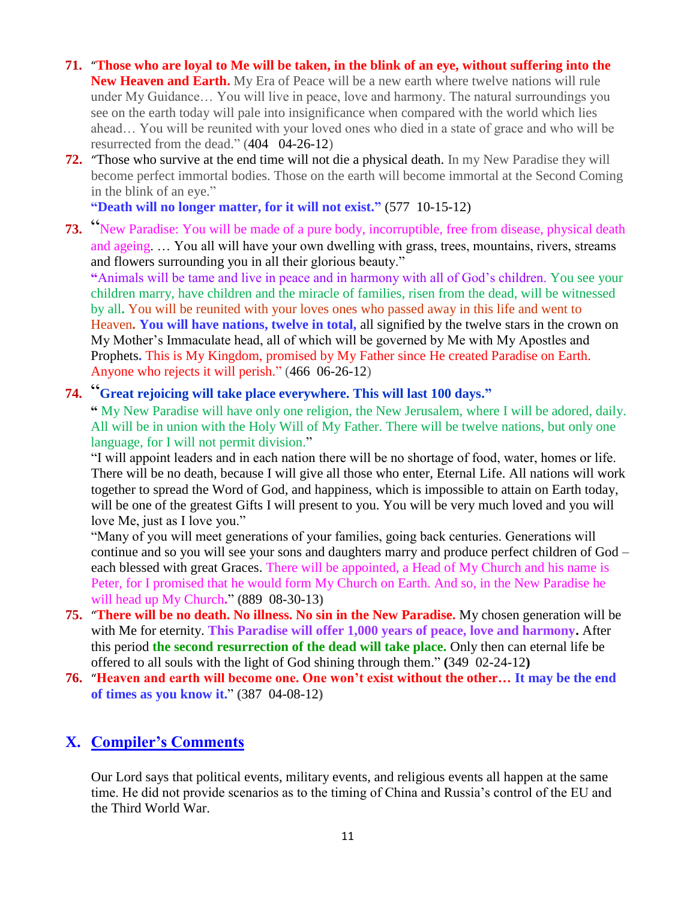71. "**Those who are loyal to Me will be taken, in the blink of an eye, without suffering into the New Heaven and Earth.** My Era of Peace will be a new earth where twelve nations will rule under My Guidance… You will live in peace, love and harmony. The natural surroundings you see on the earth today will pale into insignificance when compared with the world which lies ahead… You will be reunited with your loved ones who died in a state of grace and who will be resurrected from the dead." (404 04-26-12)

72. "Those who survive at the end time will not die a physical death. In my New Paradise they will become perfect immortal bodies. Those on the earth will become immortal at the Second Coming in the blink of an eye."
**"Death will no longer matter, for it will not exist."** (577 10-15-12)

73. "New Paradise: You will be made of a pure body, incorruptible, free from disease, physical death and ageing. … You all will have your own dwelling with grass, trees, mountains, rivers, streams and flowers surrounding you in all their glorious beauty."
"Animals will be tame and live in peace and in harmony with all of God's children. You see your children marry, have children and the miracle of families, risen from the dead, will be witnessed by all. You will be reunited with your loves ones who passed away in this life and went to Heaven. **You will have nations, twelve in total,** all signified by the twelve stars in the crown on My Mother's Immaculate head, all of which will be governed by Me with My Apostles and Prophets. This is My Kingdom, promised by My Father since He created Paradise on Earth. Anyone who rejects it will perish." (466 06-26-12)

74. **"Great rejoicing will take place everywhere. This will last 100 days."**
" My New Paradise will have only one religion, the New Jerusalem, where I will be adored, daily. All will be in union with the Holy Will of My Father. There will be twelve nations, but only one language, for I will not permit division."
"I will appoint leaders and in each nation there will be no shortage of food, water, homes or life. There will be no death, because I will give all those who enter, Eternal Life. All nations will work together to spread the Word of God, and happiness, which is impossible to attain on Earth today, will be one of the greatest Gifts I will present to you. You will be very much loved and you will love Me, just as I love you."
"Many of you will meet generations of your families, going back centuries. Generations will continue and so you will see your sons and daughters marry and produce perfect children of God – each blessed with great Graces. There will be appointed, a Head of My Church and his name is Peter, for I promised that he would form My Church on Earth. And so, in the New Paradise he will head up My Church." (889 08-30-13)

75. "**There will be no death. No illness. No sin in the New Paradise.** My chosen generation will be with Me for eternity. **This Paradise will offer 1,000 years of peace, love and harmony.** After this period **the second resurrection of the dead will take place.** Only then can eternal life be offered to all souls with the light of God shining through them." (349 02-24-12)

76. "**Heaven and earth will become one. One won't exist without the other… It may be the end of times as you know it.**" (387 04-08-12)

## X. Compiler's Comments

Our Lord says that political events, military events, and religious events all happen at the same time. He did not provide scenarios as to the timing of China and Russia's control of the EU and the Third World War.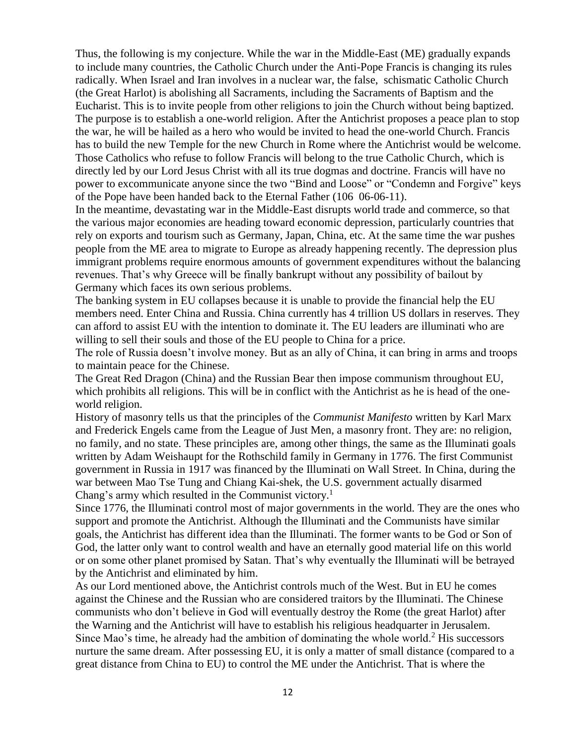Thus, the following is my conjecture. While the war in the Middle-East (ME) gradually expands to include many countries, the Catholic Church under the Anti-Pope Francis is changing its rules radically. When Israel and Iran involves in a nuclear war, the false, schismatic Catholic Church (the Great Harlot) is abolishing all Sacraments, including the Sacraments of Baptism and the Eucharist. This is to invite people from other religions to join the Church without being baptized. The purpose is to establish a one-world religion. After the Antichrist proposes a peace plan to stop the war, he will be hailed as a hero who would be invited to head the one-world Church. Francis has to build the new Temple for the new Church in Rome where the Antichrist would be welcome. Those Catholics who refuse to follow Francis will belong to the true Catholic Church, which is directly led by our Lord Jesus Christ with all its true dogmas and doctrine. Francis will have no power to excommunicate anyone since the two "Bind and Loose" or "Condemn and Forgive" keys of the Pope have been handed back to the Eternal Father (106 06-06-11).

In the meantime, devastating war in the Middle-East disrupts world trade and commerce, so that the various major economies are heading toward economic depression, particularly countries that rely on exports and tourism such as Germany, Japan, China, etc. At the same time the war pushes people from the ME area to migrate to Europe as already happening recently. The depression plus immigrant problems require enormous amounts of government expenditures without the balancing revenues. That's why Greece will be finally bankrupt without any possibility of bailout by Germany which faces its own serious problems.

The banking system in EU collapses because it is unable to provide the financial help the EU members need. Enter China and Russia. China currently has 4 trillion US dollars in reserves. They can afford to assist EU with the intention to dominate it. The EU leaders are illuminati who are willing to sell their souls and those of the EU people to China for a price.

The role of Russia doesn't involve money. But as an ally of China, it can bring in arms and troops to maintain peace for the Chinese.

The Great Red Dragon (China) and the Russian Bear then impose communism throughout EU, which prohibits all religions. This will be in conflict with the Antichrist as he is head of the one-world religion.

History of masonry tells us that the principles of the *Communist Manifesto* written by Karl Marx and Frederick Engels came from the League of Just Men, a masonry front. They are: no religion, no family, and no state. These principles are, among other things, the same as the Illuminati goals written by Adam Weishaupt for the Rothschild family in Germany in 1776. The first Communist government in Russia in 1917 was financed by the Illuminati on Wall Street. In China, during the war between Mao Tse Tung and Chiang Kai-shek, the U.S. government actually disarmed Chang's army which resulted in the Communist victory.[1]

Since 1776, the Illuminati control most of major governments in the world. They are the ones who support and promote the Antichrist. Although the Illuminati and the Communists have similar goals, the Antichrist has different idea than the Illuminati. The former wants to be God or Son of God, the latter only want to control wealth and have an eternally good material life on this world or on some other planet promised by Satan. That's why eventually the Illuminati will be betrayed by the Antichrist and eliminated by him.

As our Lord mentioned above, the Antichrist controls much of the West. But in EU he comes against the Chinese and the Russian who are considered traitors by the Illuminati. The Chinese communists who don't believe in God will eventually destroy the Rome (the great Harlot) after the Warning and the Antichrist will have to establish his religious headquarter in Jerusalem. Since Mao's time, he already had the ambition of dominating the whole world.[2] His successors nurture the same dream. After possessing EU, it is only a matter of small distance (compared to a great distance from China to EU) to control the ME under the Antichrist. That is where the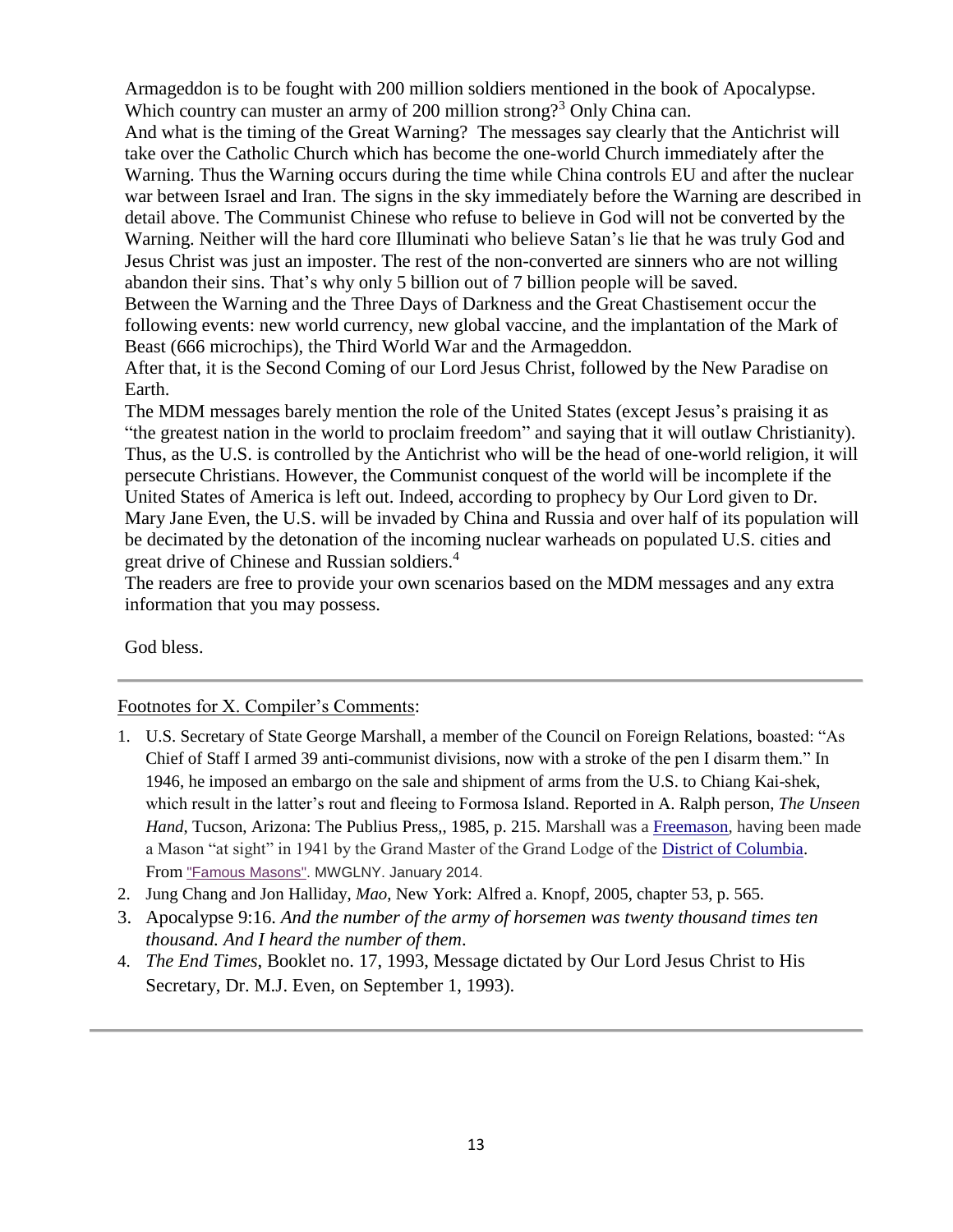Armageddon is to be fought with 200 million soldiers mentioned in the book of Apocalypse. Which country can muster an army of 200 million strong?[3] Only China can.

And what is the timing of the Great Warning? The messages say clearly that the Antichrist will take over the Catholic Church which has become the one-world Church immediately after the Warning. Thus the Warning occurs during the time while China controls EU and after the nuclear war between Israel and Iran. The signs in the sky immediately before the Warning are described in detail above. The Communist Chinese who refuse to believe in God will not be converted by the Warning. Neither will the hard core Illuminati who believe Satan's lie that he was truly God and Jesus Christ was just an imposter. The rest of the non-converted are sinners who are not willing abandon their sins. That's why only 5 billion out of 7 billion people will be saved.

Between the Warning and the Three Days of Darkness and the Great Chastisement occur the following events: new world currency, new global vaccine, and the implantation of the Mark of Beast (666 microchips), the Third World War and the Armageddon.

After that, it is the Second Coming of our Lord Jesus Christ, followed by the New Paradise on Earth.

The MDM messages barely mention the role of the United States (except Jesus's praising it as "the greatest nation in the world to proclaim freedom" and saying that it will outlaw Christianity). Thus, as the U.S. is controlled by the Antichrist who will be the head of one-world religion, it will persecute Christians. However, the Communist conquest of the world will be incomplete if the United States of America is left out. Indeed, according to prophecy by Our Lord given to Dr. Mary Jane Even, the U.S. will be invaded by China and Russia and over half of its population will be decimated by the detonation of the incoming nuclear warheads on populated U.S. cities and great drive of Chinese and Russian soldiers.[4]

The readers are free to provide your own scenarios based on the MDM messages and any extra information that you may possess.

God bless.

---

Footnotes for X. Compiler's Comments:

1. U.S. Secretary of State George Marshall, a member of the Council on Foreign Relations, boasted: "As Chief of Staff I armed 39 anti-communist divisions, now with a stroke of the pen I disarm them." In 1946, he imposed an embargo on the sale and shipment of arms from the U.S. to Chiang Kai-shek, which result in the latter's rout and fleeing to Formosa Island. Reported in A. Ralph person, *The Unseen Hand*, Tucson, Arizona: The Publius Press,, 1985, p. 215. Marshall was a Freemason, having been made a Mason "at sight" in 1941 by the Grand Master of the Grand Lodge of the District of Columbia. From "Famous Masons". MWGLNY. January 2014.
2. Jung Chang and Jon Halliday, *Mao*, New York: Alfred a. Knopf, 2005, chapter 53, p. 565.
3. Apocalypse 9:16. *And the number of the army of horsemen was twenty thousand times ten thousand. And I heard the number of them*.
4. *The End Times*, Booklet no. 17, 1993, Message dictated by Our Lord Jesus Christ to His Secretary, Dr. M.J. Even, on September 1, 1993).

---